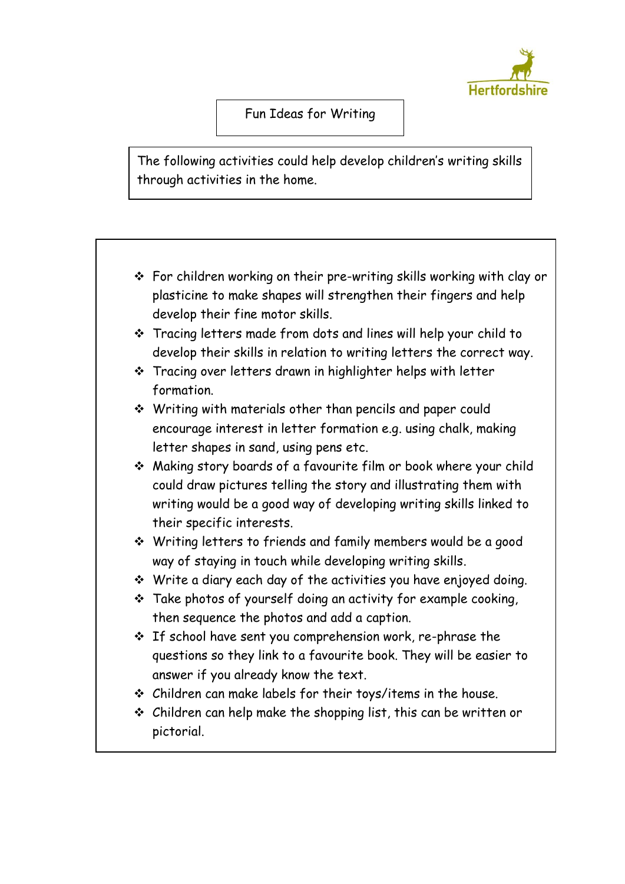# Fun Ideas for Writing

The following activities could help develop children's writing skills through activities in the home.

- For children working on their pre-writing skills working with clay or plasticine to make shapes will strengthen their fingers and help develop their fine motor skills.
- Tracing letters made from dots and lines will help your child to develop their skills in relation to writing letters the correct way.
- Tracing over letters drawn in highlighter helps with letter formation.
- Writing with materials other than pencils and paper could encourage interest in letter formation e.g. using chalk, making letter shapes in sand, using pens etc.
- Making story boards of a favourite film or book where your child could draw pictures telling the story and illustrating them with writing would be a good way of developing writing skills linked to their specific interests.
- Writing letters to friends and family members would be a good way of staying in touch while developing writing skills.
- Write a diary each day of the activities you have enjoyed doing.
- Take photos of yourself doing an activity for example cooking, then sequence the photos and add a caption.
- If school have sent you comprehension work, re-phrase the questions so they link to a favourite book. They will be easier to answer if you already know the text.
- Children can make labels for their toys/items in the house.
- Children can help make the shopping list, this can be written or pictorial.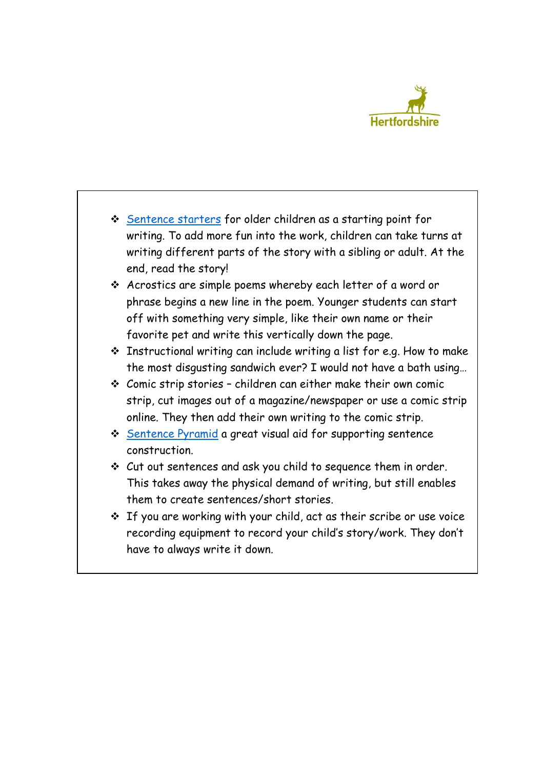Hertfordshire

- Sentence starters for older children as a starting point for writing. To add more fun into the work, children can take turns at writing different parts of the story with a sibling or adult. At the end, read the story!
- Acrostics are simple poems whereby each letter of a word or phrase begins a new line in the poem. Younger students can start off with something very simple, like their own name or their favorite pet and write this vertically down the page.
- Instructional writing can include writing a list for e.g. How to make the most disgusting sandwich ever? I would not have a bath using…
- Comic strip stories – children can either make their own comic strip, cut images out of a magazine/newspaper or use a comic strip online. They then add their own writing to the comic strip.
- Sentence Pyramid a great visual aid for supporting sentence construction.
- Cut out sentences and ask you child to sequence them in order. This takes away the physical demand of writing, but still enables them to create sentences/short stories.
- If you are working with your child, act as their scribe or use voice recording equipment to record your child's story/work. They don't have to always write it down.